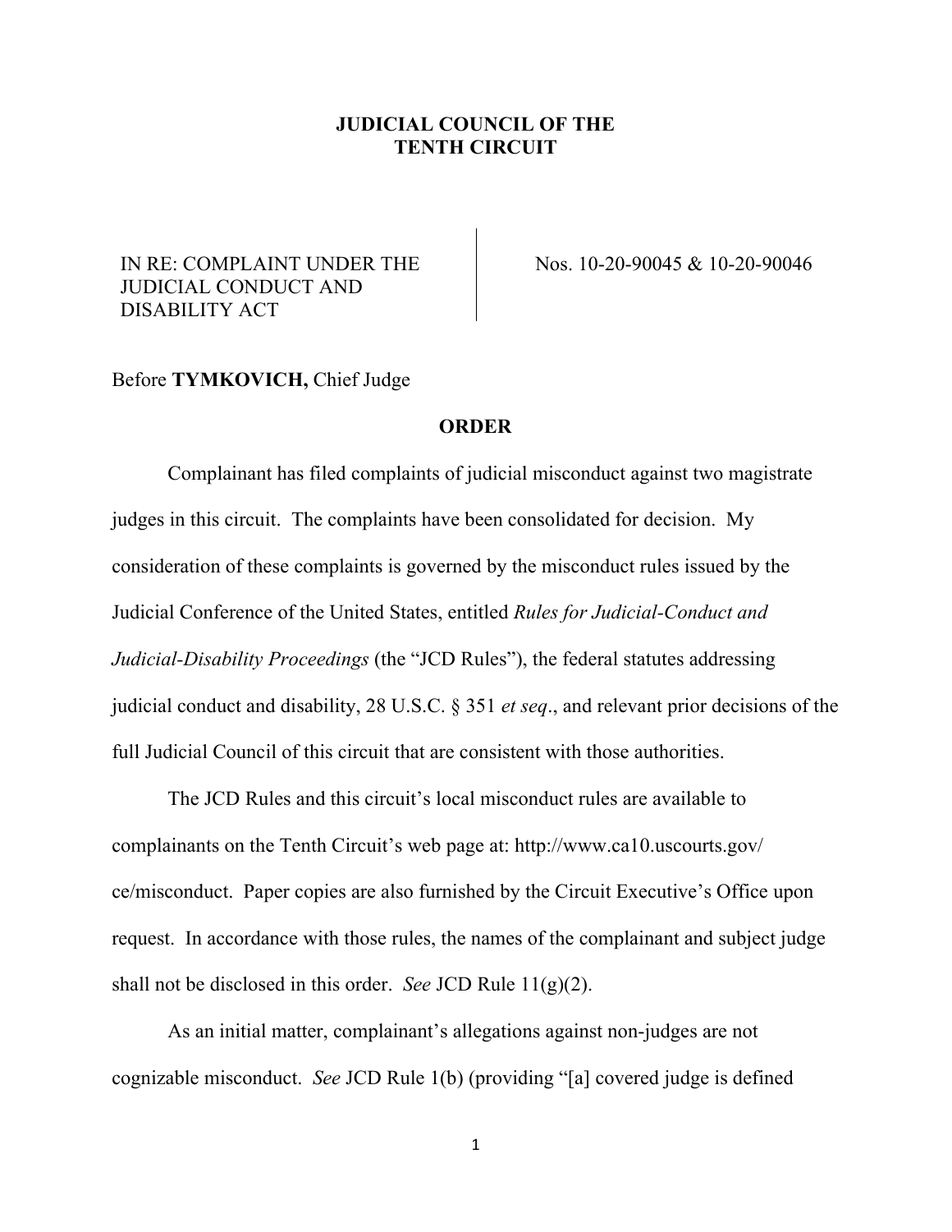**JUDICIAL COUNCIL OF THE**
**TENTH CIRCUIT**

| | |
|---|---|
| IN RE: COMPLAINT UNDER THE JUDICIAL CONDUCT AND DISABILITY ACT | Nos. 10-20-90045 & 10-20-90046 |

Before **TYMKOVICH,** Chief Judge

**ORDER**

Complainant has filed complaints of judicial misconduct against two magistrate judges in this circuit. The complaints have been consolidated for decision. My consideration of these complaints is governed by the misconduct rules issued by the Judicial Conference of the United States, entitled *Rules for Judicial-Conduct and Judicial-Disability Proceedings* (the "JCD Rules"), the federal statutes addressing judicial conduct and disability, 28 U.S.C. § 351 *et seq*., and relevant prior decisions of the full Judicial Council of this circuit that are consistent with those authorities.

The JCD Rules and this circuit's local misconduct rules are available to complainants on the Tenth Circuit's web page at: http://www.ca10.uscourts.gov/ce/misconduct. Paper copies are also furnished by the Circuit Executive's Office upon request. In accordance with those rules, the names of the complainant and subject judge shall not be disclosed in this order. *See* JCD Rule 11(g)(2).

As an initial matter, complainant's allegations against non-judges are not cognizable misconduct. *See* JCD Rule 1(b) (providing "[a] covered judge is defined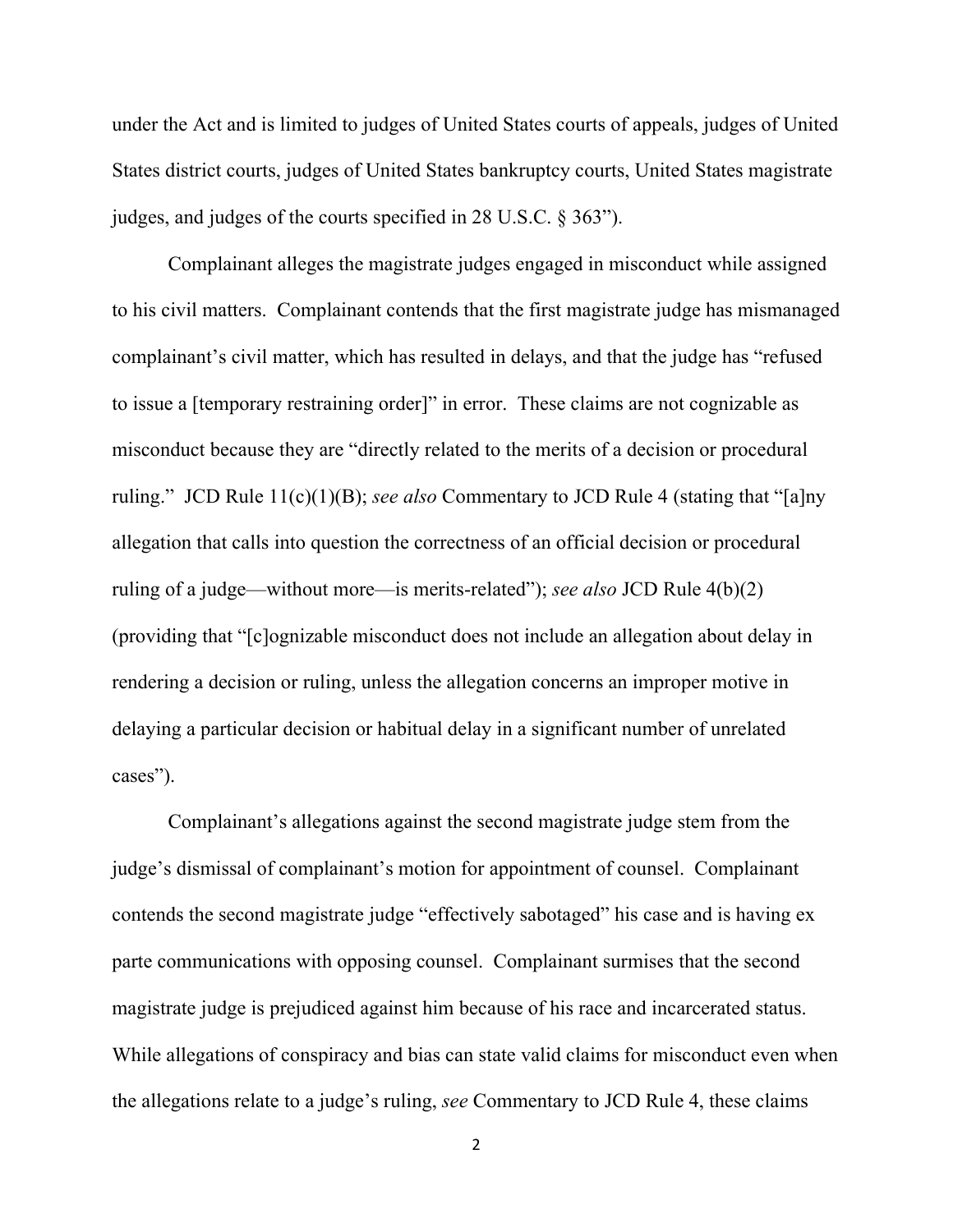under the Act and is limited to judges of United States courts of appeals, judges of United States district courts, judges of United States bankruptcy courts, United States magistrate judges, and judges of the courts specified in 28 U.S.C. § 363").

Complainant alleges the magistrate judges engaged in misconduct while assigned to his civil matters. Complainant contends that the first magistrate judge has mismanaged complainant's civil matter, which has resulted in delays, and that the judge has "refused to issue a [temporary restraining order]" in error. These claims are not cognizable as misconduct because they are "directly related to the merits of a decision or procedural ruling." JCD Rule 11(c)(1)(B); *see also* Commentary to JCD Rule 4 (stating that "[a]ny allegation that calls into question the correctness of an official decision or procedural ruling of a judge—without more—is merits-related"); *see also* JCD Rule 4(b)(2) (providing that "[c]ognizable misconduct does not include an allegation about delay in rendering a decision or ruling, unless the allegation concerns an improper motive in delaying a particular decision or habitual delay in a significant number of unrelated cases").

Complainant's allegations against the second magistrate judge stem from the judge's dismissal of complainant's motion for appointment of counsel. Complainant contends the second magistrate judge "effectively sabotaged" his case and is having ex parte communications with opposing counsel. Complainant surmises that the second magistrate judge is prejudiced against him because of his race and incarcerated status. While allegations of conspiracy and bias can state valid claims for misconduct even when the allegations relate to a judge's ruling, *see* Commentary to JCD Rule 4, these claims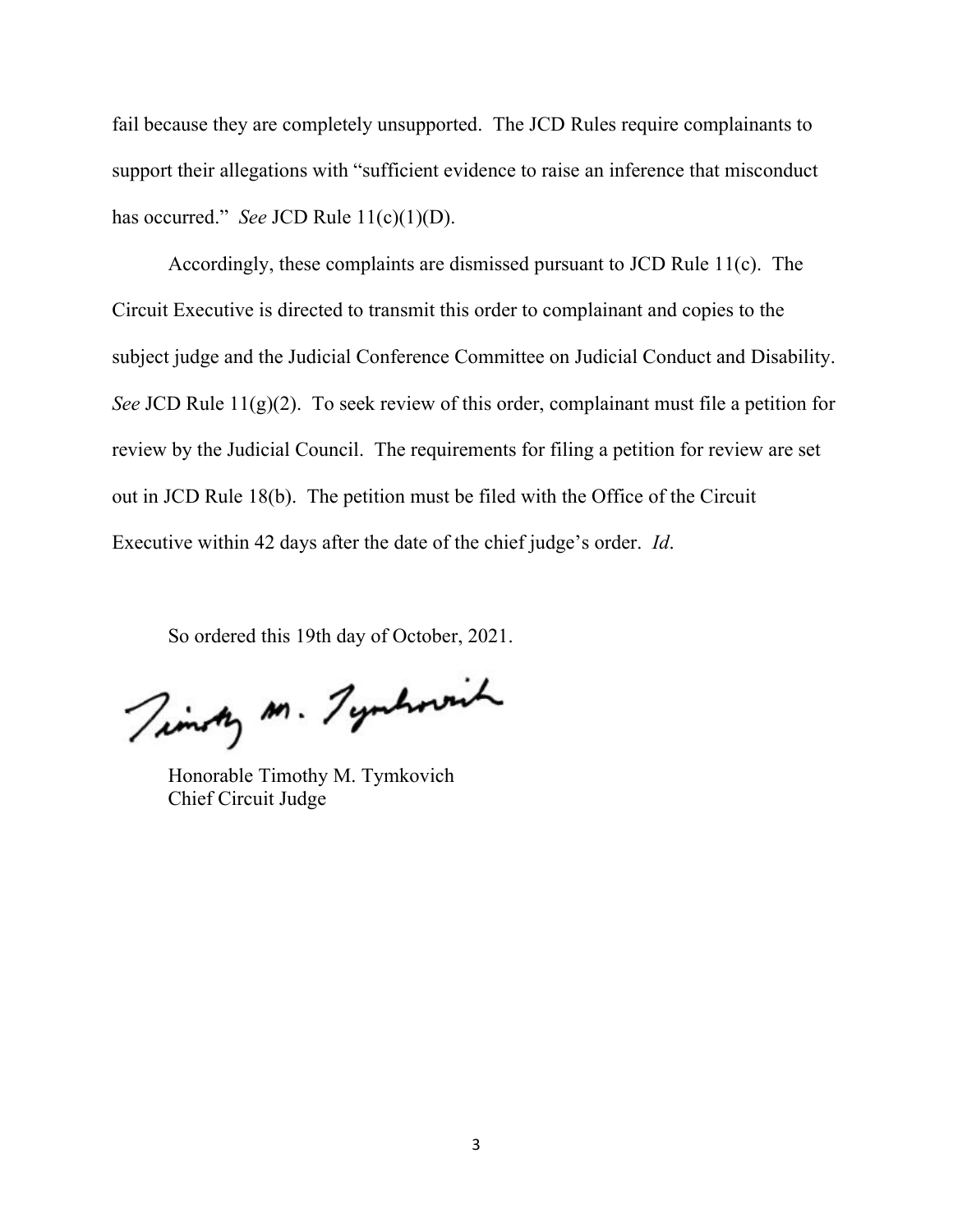fail because they are completely unsupported. The JCD Rules require complainants to support their allegations with "sufficient evidence to raise an inference that misconduct has occurred." *See* JCD Rule 11(c)(1)(D).

Accordingly, these complaints are dismissed pursuant to JCD Rule 11(c). The Circuit Executive is directed to transmit this order to complainant and copies to the subject judge and the Judicial Conference Committee on Judicial Conduct and Disability. *See* JCD Rule 11(g)(2). To seek review of this order, complainant must file a petition for review by the Judicial Council. The requirements for filing a petition for review are set out in JCD Rule 18(b). The petition must be filed with the Office of the Circuit Executive within 42 days after the date of the chief judge's order. *Id*.

So ordered this 19th day of October, 2021.

Timothy M. Tymkovich

Honorable Timothy M. Tymkovich
Chief Circuit Judge